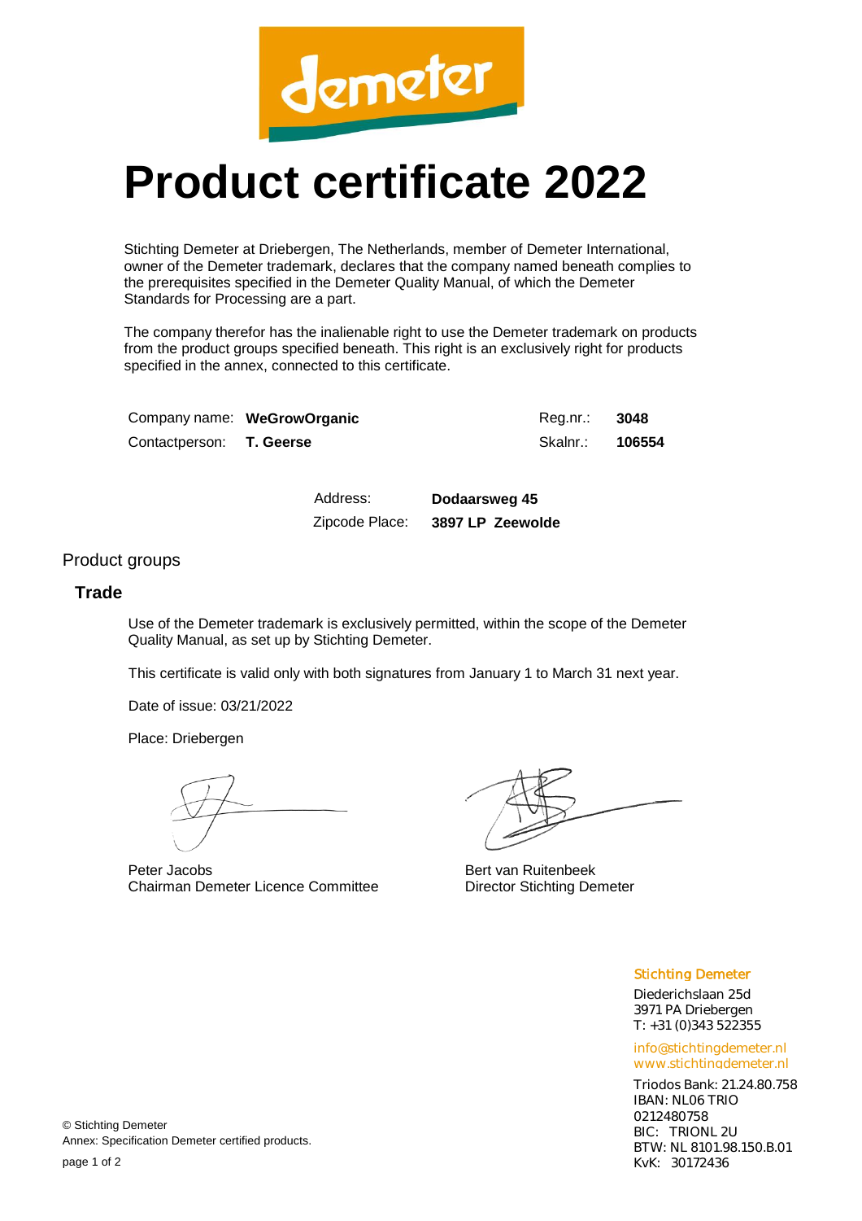demeter

# Product certificate 2022

Stichting Demeter at Driebergen, The Netherlands, member of Demeter International, owner of the Demeter trademark, declares that the company named beneath complies to the prerequisites specified in the Demeter Quality Manual, of which the Demeter Standards for Processing are a part.

The company therefor has the inalienable right to use the Demeter trademark on products from the product groups specified beneath. This right is an exclusively right for products specified in the annex, connected to this certificate.

| | | | |
|---|---|---|---|
| Company name: | **WeGrowOrganic** | Reg.nr.: | **3048** |
| Contactperson: | **T. Geerse** | Skalnr.: | **106554** |

| | |
|---|---|
| Address: | **Dodaarsweg 45** |
| Zipcode Place: | **3897 LP Zeewolde** |

## Product groups

### Trade

Use of the Demeter trademark is exclusively permitted, within the scope of the Demeter Quality Manual, as set up by Stichting Demeter.

This certificate is valid only with both signatures from January 1 to March 31 next year.

Date of issue: 03/21/2022

Place: Driebergen

| | |
|---|---|
| Peter Jacobs | Bert van Ruitenbeek |
| Chairman Demeter Licence Committee | Director Stichting Demeter |

**Stichting Demeter**
Diederichslaan 25d
3971 PA Driebergen
T: +31 (0)343 522355

info@stichtingdemeter.nl
www.stichtingdemeter.nl

Triodos Bank: 21.24.80.758
IBAN: NL06 TRIO 0212480758
BIC: TRIONL 2U
BTW: NL 8101.98.150.B.01
KvK: 30172436

© Stichting Demeter
Annex: Specification Demeter certified products.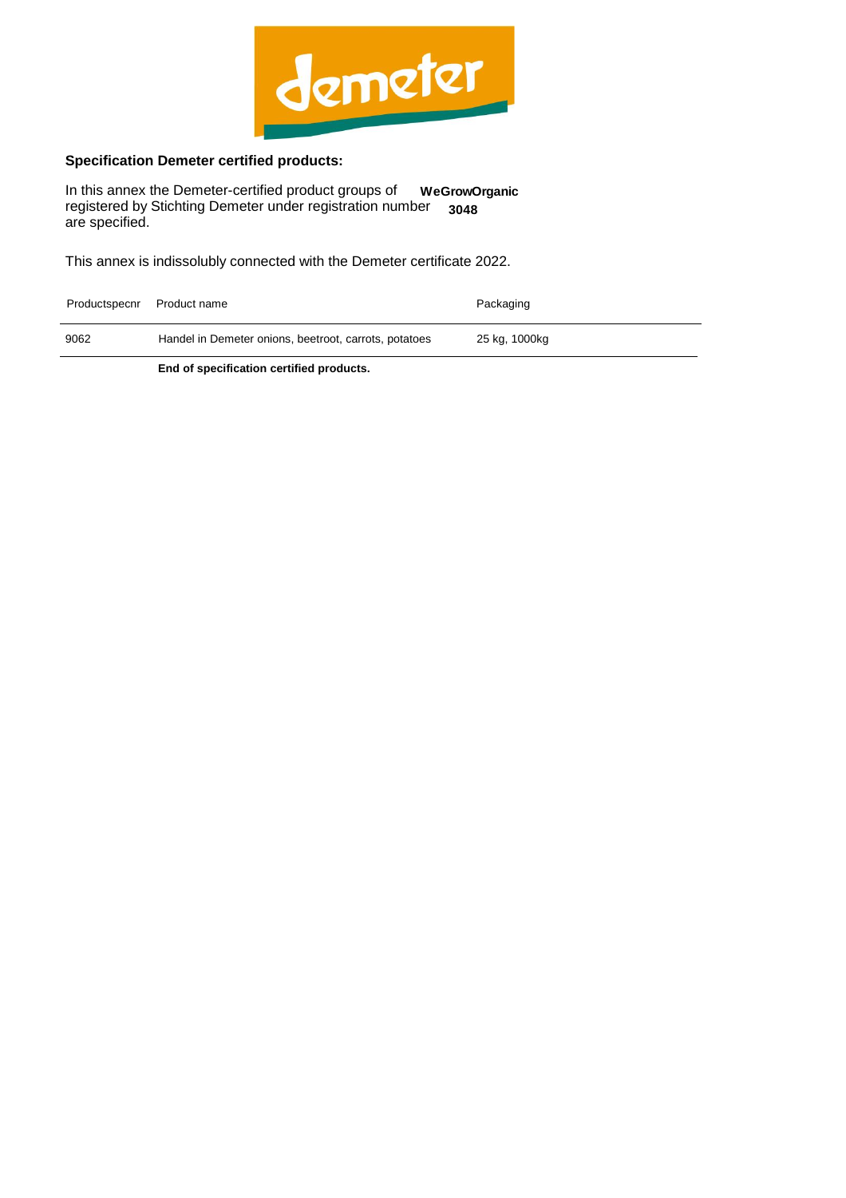## Specification Demeter certified products:

In this annex the Demeter-certified product groups of **WeGrowOrganic** registered by Stichting Demeter under registration number **3048** are specified.

This annex is indissolubly connected with the Demeter certificate 2022.

| Productspecnr | Product name | Packaging |
|---|---|---|
| 9062 | Handel in Demeter onions, beetroot, carrots, potatoes | 25 kg, 1000kg |

**End of specification certified products.**